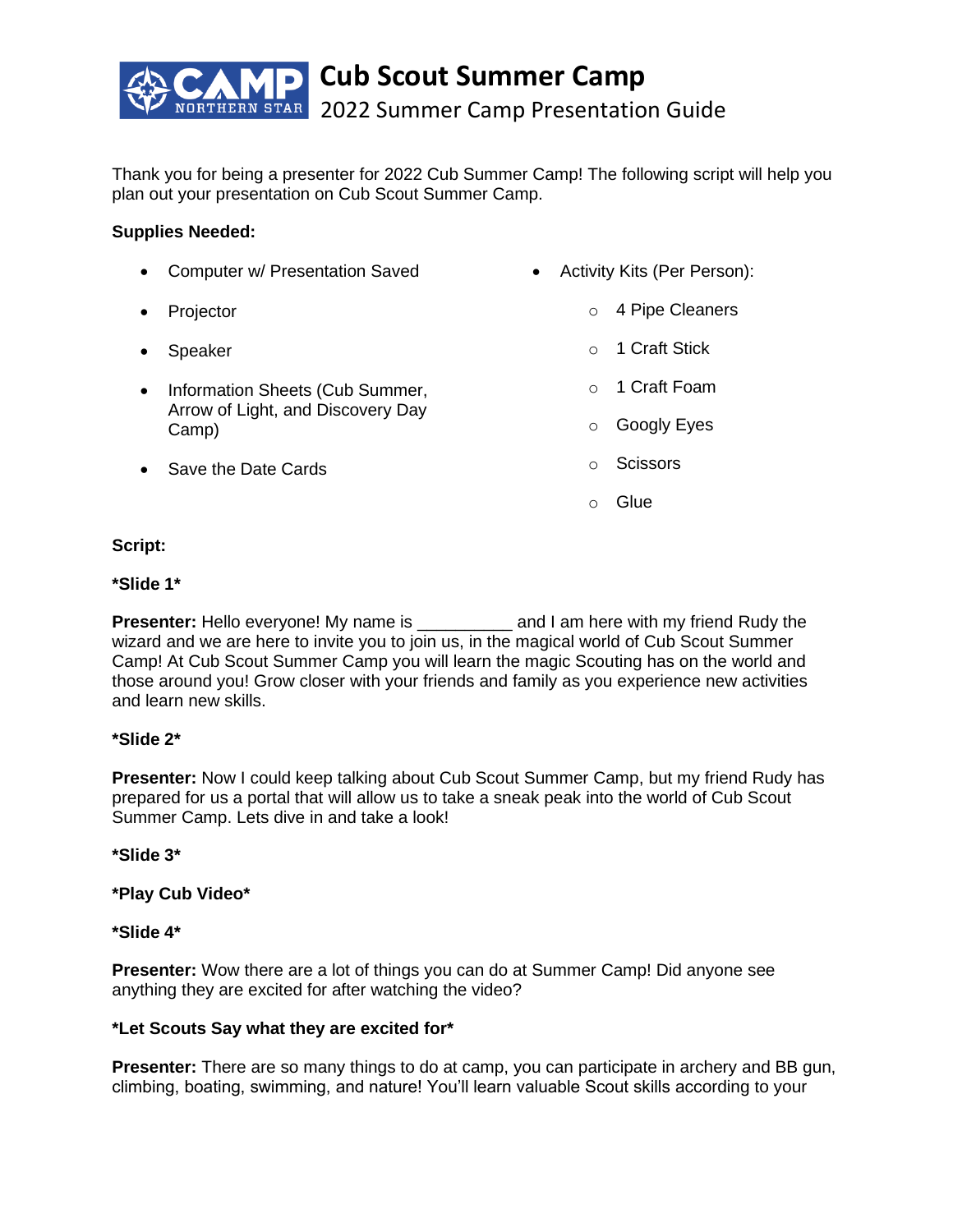# Cub Scout Summer Camp

## 2022 Summer Camp Presentation Guide

Thank you for being a presenter for 2022 Cub Summer Camp! The following script will help you plan out your presentation on Cub Scout Summer Camp.

**Supplies Needed:**

- Computer w/ Presentation Saved
- Projector
- Speaker
- Information Sheets (Cub Summer, Arrow of Light, and Discovery Day Camp)
- Save the Date Cards
- Activity Kits (Per Person):
  - 4 Pipe Cleaners
  - 1 Craft Stick
  - 1 Craft Foam
  - Googly Eyes
  - Scissors
  - Glue

**Script:**

***Slide 1***

**Presenter:** Hello everyone! My name is __________ and I am here with my friend Rudy the wizard and we are here to invite you to join us, in the magical world of Cub Scout Summer Camp! At Cub Scout Summer Camp you will learn the magic Scouting has on the world and those around you! Grow closer with your friends and family as you experience new activities and learn new skills.

***Slide 2***

**Presenter:** Now I could keep talking about Cub Scout Summer Camp, but my friend Rudy has prepared for us a portal that will allow us to take a sneak peak into the world of Cub Scout Summer Camp. Lets dive in and take a look!

***Slide 3***

***Play Cub Video***

***Slide 4***

**Presenter:** Wow there are a lot of things you can do at Summer Camp! Did anyone see anything they are excited for after watching the video?

***Let Scouts Say what they are excited for***

**Presenter:** There are so many things to do at camp, you can participate in archery and BB gun, climbing, boating, swimming, and nature! You'll learn valuable Scout skills according to your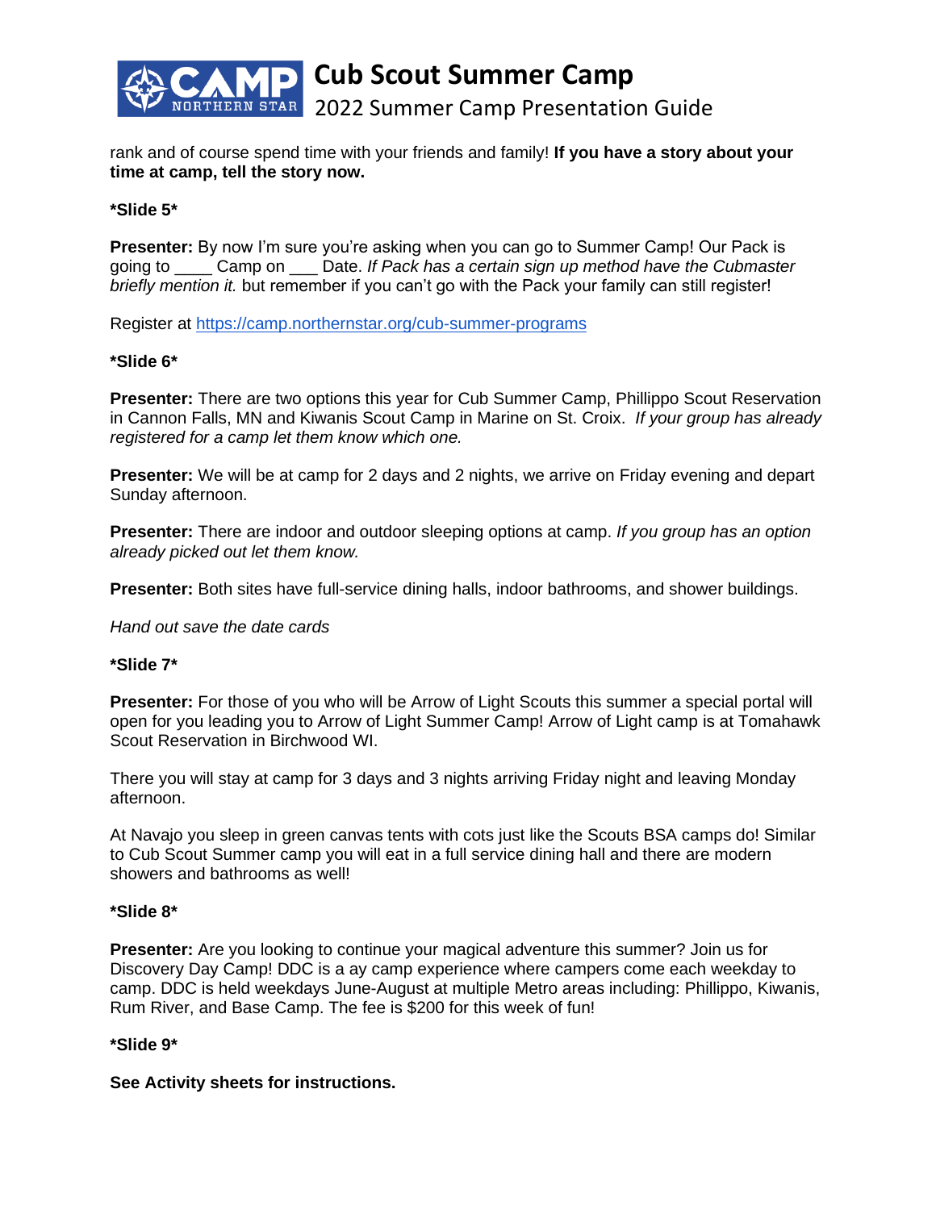rank and of course spend time with your friends and family! **If you have a story about your time at camp, tell the story now.**

***Slide 5***

**Presenter:** By now I'm sure you're asking when you can go to Summer Camp! Our Pack is going to ____ Camp on ___ Date. *If Pack has a certain sign up method have the Cubmaster briefly mention it.* but remember if you can't go with the Pack your family can still register!

Register at https://camp.northernstar.org/cub-summer-programs

***Slide 6***

**Presenter:** There are two options this year for Cub Summer Camp, Phillippo Scout Reservation in Cannon Falls, MN and Kiwanis Scout Camp in Marine on St. Croix. *If your group has already registered for a camp let them know which one.*

**Presenter:** We will be at camp for 2 days and 2 nights, we arrive on Friday evening and depart Sunday afternoon.

**Presenter:** There are indoor and outdoor sleeping options at camp. *If you group has an option already picked out let them know.*

**Presenter:** Both sites have full-service dining halls, indoor bathrooms, and shower buildings.

*Hand out save the date cards*

***Slide 7***

**Presenter:** For those of you who will be Arrow of Light Scouts this summer a special portal will open for you leading you to Arrow of Light Summer Camp! Arrow of Light camp is at Tomahawk Scout Reservation in Birchwood WI.

There you will stay at camp for 3 days and 3 nights arriving Friday night and leaving Monday afternoon.

At Navajo you sleep in green canvas tents with cots just like the Scouts BSA camps do! Similar to Cub Scout Summer camp you will eat in a full service dining hall and there are modern showers and bathrooms as well!

***Slide 8***

**Presenter:** Are you looking to continue your magical adventure this summer? Join us for Discovery Day Camp! DDC is a ay camp experience where campers come each weekday to camp. DDC is held weekdays June-August at multiple Metro areas including: Phillippo, Kiwanis, Rum River, and Base Camp. The fee is $200 for this week of fun!

***Slide 9***

**See Activity sheets for instructions.**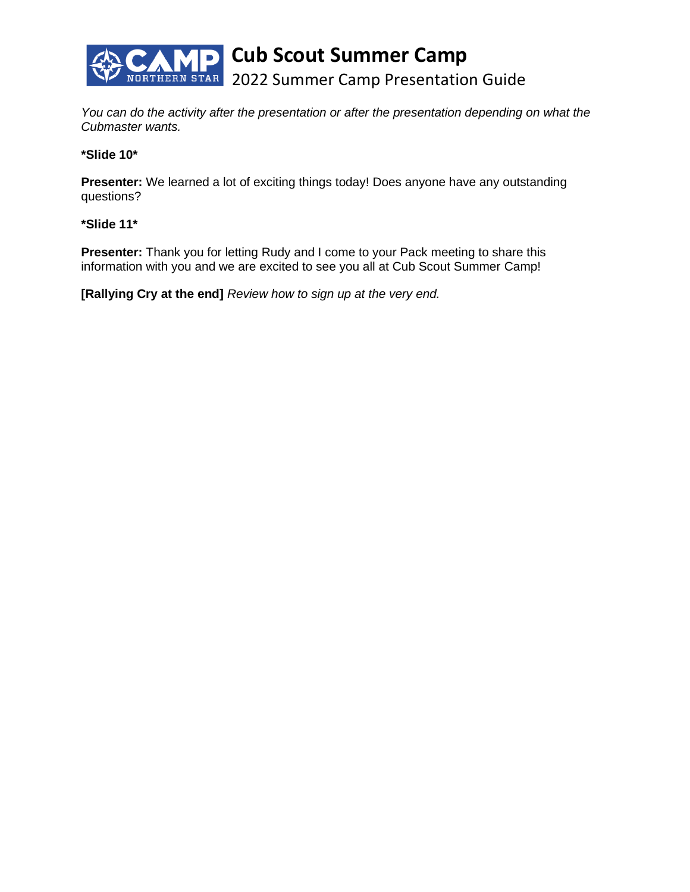*You can do the activity after the presentation or after the presentation depending on what the Cubmaster wants.*

***Slide 10***

**Presenter:** We learned a lot of exciting things today! Does anyone have any outstanding questions?

***Slide 11***

**Presenter:** Thank you for letting Rudy and I come to your Pack meeting to share this information with you and we are excited to see you all at Cub Scout Summer Camp!

**[Rallying Cry at the end]** *Review how to sign up at the very end.*